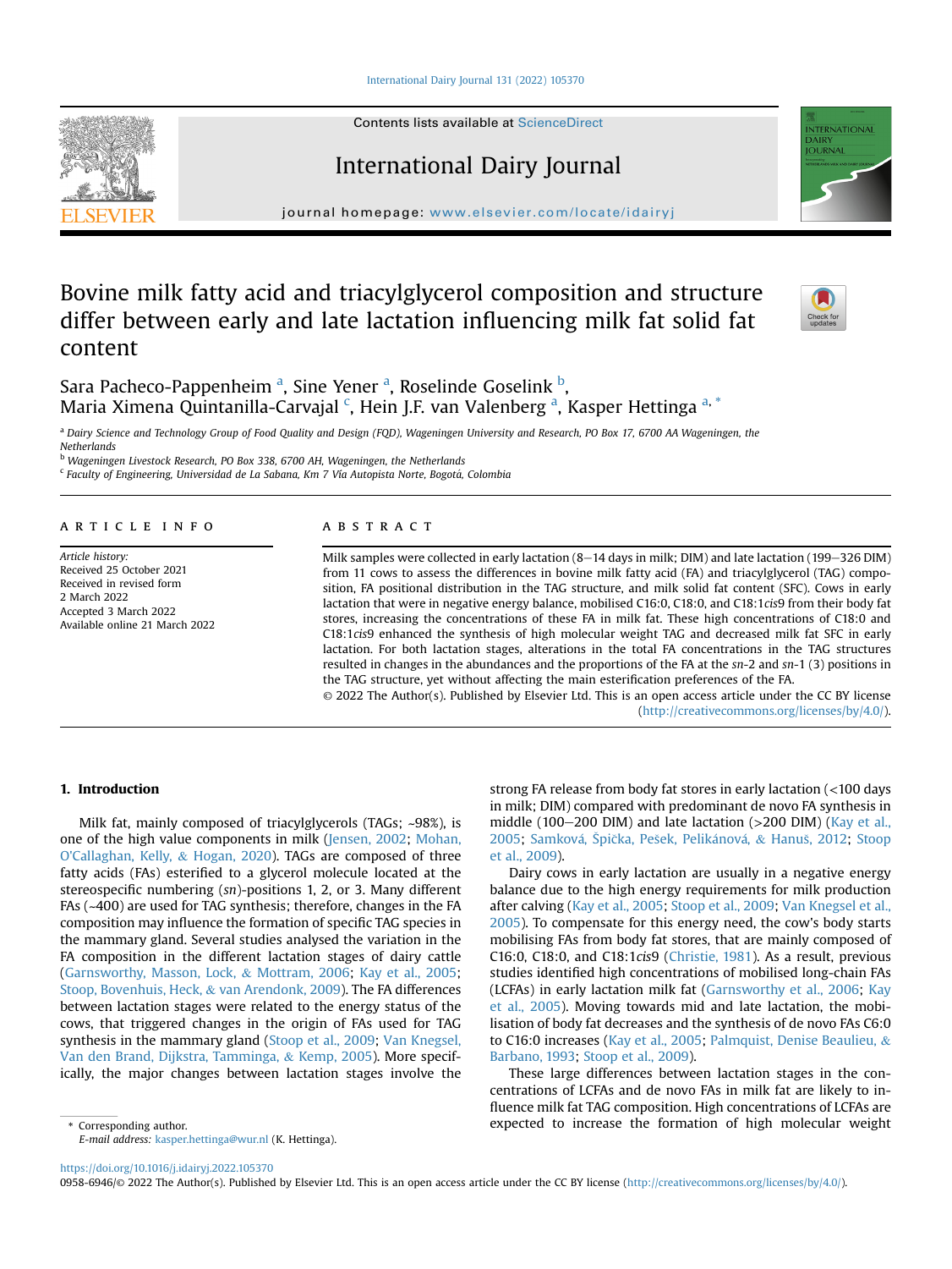# Bovine milk fatty acid and triacylglycerol composition and structure differ between early and late lactation influencing milk fat solid fat content

Sara Pacheco-Pappenheim [a], Sine Yener [a], Roselinde Goselink [b], Maria Ximena Quintanilla-Carvajal [c], Hein J.F. van Valenberg [a], Kasper Hettinga [a, *]

[a] Dairy Science and Technology Group of Food Quality and Design (FQD), Wageningen University and Research, PO Box 17, 6700 AA Wageningen, the Netherlands

[b] Wageningen Livestock Research, PO Box 338, 6700 AH, Wageningen, the Netherlands

[c] Faculty of Engineering, Universidad de La Sabana, Km 7 Vía Autopista Norte, Bogotá, Colombia

## ARTICLE INFO

*Article history:*
Received 25 October 2021
Received in revised form 2 March 2022
Accepted 3 March 2022
Available online 21 March 2022

## ABSTRACT

Milk samples were collected in early lactation (8–14 days in milk; DIM) and late lactation (199–326 DIM) from 11 cows to assess the differences in bovine milk fatty acid (FA) and triacylglycerol (TAG) composition, FA positional distribution in the TAG structure, and milk solid fat content (SFC). Cows in early lactation that were in negative energy balance, mobilised C16:0, C18:0, and C18:1*cis*9 from their body fat stores, increasing the concentrations of these FA in milk fat. These high concentrations of C18:0 and C18:1*cis*9 enhanced the synthesis of high molecular weight TAG and decreased milk fat SFC in early lactation. For both lactation stages, alterations in the total FA concentrations in the TAG structures resulted in changes in the abundances and the proportions of the FA at the *sn*-2 and *sn*-1 (3) positions in the TAG structure, yet without affecting the main esterification preferences of the FA.

© 2022 The Author(s). Published by Elsevier Ltd. This is an open access article under the CC BY license (http://creativecommons.org/licenses/by/4.0/).

## 1. Introduction

Milk fat, mainly composed of triacylglycerols (TAGs; ~98%), is one of the high value components in milk (Jensen, 2002; Mohan, O'Callaghan, Kelly, & Hogan, 2020). TAGs are composed of three fatty acids (FAs) esterified to a glycerol molecule located at the stereospecific numbering (*sn*)-positions 1, 2, or 3. Many different FAs (~400) are used for TAG synthesis; therefore, changes in the FA composition may influence the formation of specific TAG species in the mammary gland. Several studies analysed the variation in the FA composition in the different lactation stages of dairy cattle (Garnsworthy, Masson, Lock, & Mottram, 2006; Kay et al., 2005; Stoop, Bovenhuis, Heck, & van Arendonk, 2009). The FA differences between lactation stages were related to the energy status of the cows, that triggered changes in the origin of FAs used for TAG synthesis in the mammary gland (Stoop et al., 2009; Van Knegsel, Van den Brand, Dijkstra, Tamminga, & Kemp, 2005). More specifically, the major changes between lactation stages involve the strong FA release from body fat stores in early lactation (<100 days in milk; DIM) compared with predominant de novo FA synthesis in middle (100–200 DIM) and late lactation (>200 DIM) (Kay et al., 2005; Samková, Špička, Pešek, Pelikánová, & Hanuš, 2012; Stoop et al., 2009).

Dairy cows in early lactation are usually in a negative energy balance due to the high energy requirements for milk production after calving (Kay et al., 2005; Stoop et al., 2009; Van Knegsel et al., 2005). To compensate for this energy need, the cow's body starts mobilising FAs from body fat stores, that are mainly composed of C16:0, C18:0, and C18:1*cis*9 (Christie, 1981). As a result, previous studies identified high concentrations of mobilised long-chain FAs (LCFAs) in early lactation milk fat (Garnsworthy et al., 2006; Kay et al., 2005). Moving towards mid and late lactation, the mobilisation of body fat decreases and the synthesis of de novo FAs C6:0 to C16:0 increases (Kay et al., 2005; Palmquist, Denise Beaulieu, & Barbano, 1993; Stoop et al., 2009).

These large differences between lactation stages in the concentrations of LCFAs and de novo FAs in milk fat are likely to influence milk fat TAG composition. High concentrations of LCFAs are expected to increase the formation of high molecular weight

\* Corresponding author.
*E-mail address:* kasper.hettinga@wur.nl (K. Hettinga).

https://doi.org/10.1016/j.idairyj.2022.105370
0958-6946/© 2022 The Author(s). Published by Elsevier Ltd. This is an open access article under the CC BY license (http://creativecommons.org/licenses/by/4.0/).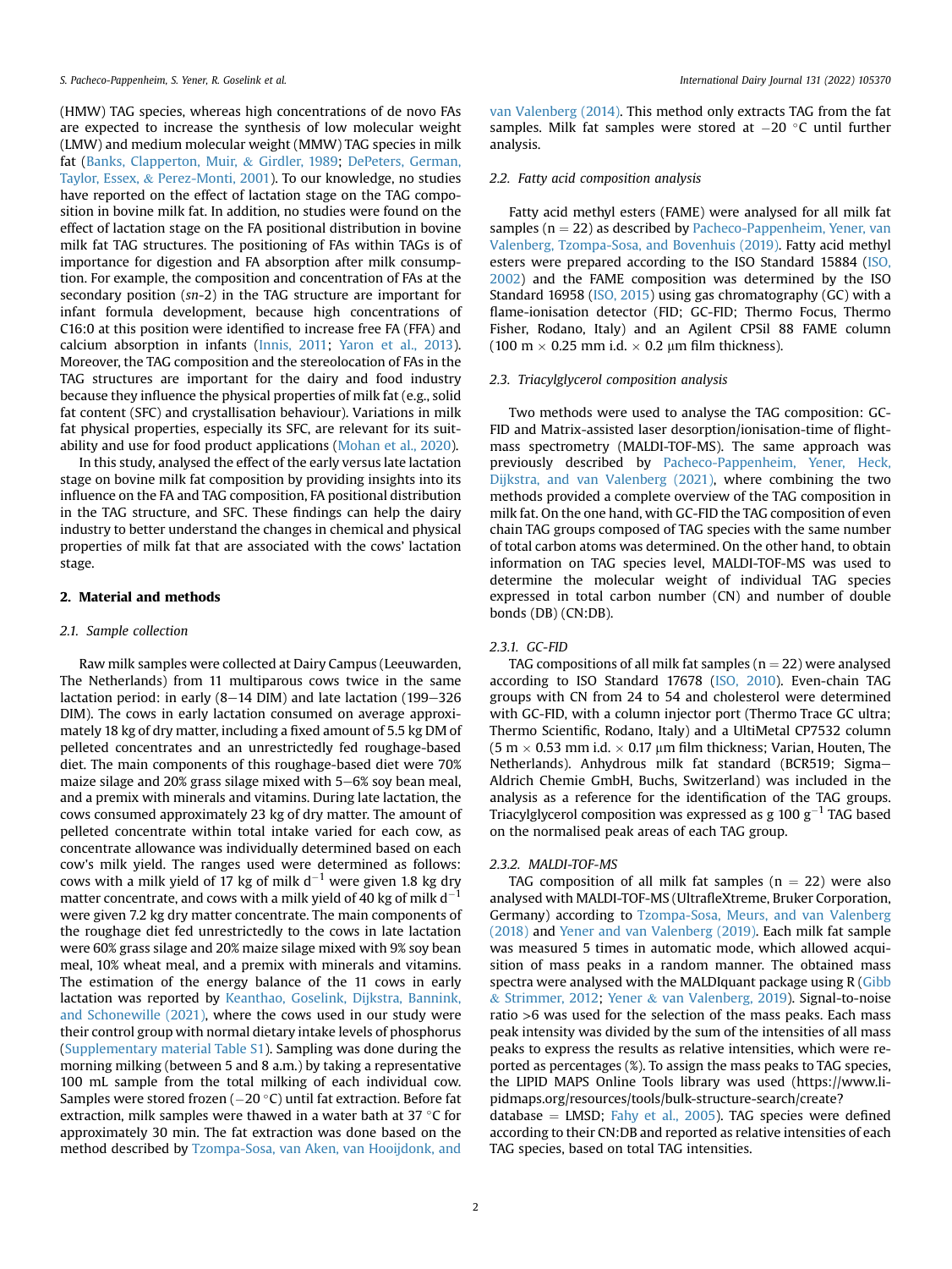(HMW) TAG species, whereas high concentrations of de novo FAs are expected to increase the synthesis of low molecular weight (LMW) and medium molecular weight (MMW) TAG species in milk fat (Banks, Clapperton, Muir, & Girdler, 1989; DePeters, German, Taylor, Essex, & Perez-Monti, 2001). To our knowledge, no studies have reported on the effect of lactation stage on the TAG composition in bovine milk fat. In addition, no studies were found on the effect of lactation stage on the FA positional distribution in bovine milk fat TAG structures. The positioning of FAs within TAGs is of importance for digestion and FA absorption after milk consumption. For example, the composition and concentration of FAs at the secondary position (*sn*-2) in the TAG structure are important for infant formula development, because high concentrations of C16:0 at this position were identified to increase free FA (FFA) and calcium absorption in infants (Innis, 2011; Yaron et al., 2013). Moreover, the TAG composition and the stereolocation of FAs in the TAG structures are important for the dairy and food industry because they influence the physical properties of milk fat (e.g., solid fat content (SFC) and crystallisation behaviour). Variations in milk fat physical properties, especially its SFC, are relevant for its suitability and use for food product applications (Mohan et al., 2020).

In this study, analysed the effect of the early versus late lactation stage on bovine milk fat composition by providing insights into its influence on the FA and TAG composition, FA positional distribution in the TAG structure, and SFC. These findings can help the dairy industry to better understand the changes in chemical and physical properties of milk fat that are associated with the cows' lactation stage.

## 2. Material and methods

### 2.1. Sample collection

Raw milk samples were collected at Dairy Campus (Leeuwarden, The Netherlands) from 11 multiparous cows twice in the same lactation period: in early (8–14 DIM) and late lactation (199–326 DIM). The cows in early lactation consumed on average approximately 18 kg of dry matter, including a fixed amount of 5.5 kg DM of pelleted concentrates and an unrestrictedly fed roughage-based diet. The main components of this roughage-based diet were 70% maize silage and 20% grass silage mixed with 5–6% soy bean meal, and a premix with minerals and vitamins. During late lactation, the cows consumed approximately 23 kg of dry matter. The amount of pelleted concentrate within total intake varied for each cow, as concentrate allowance was individually determined based on each cow's milk yield. The ranges used were determined as follows: cows with a milk yield of 17 kg of milk $d^{-1}$ were given 1.8 kg dry matter concentrate, and cows with a milk yield of 40 kg of milk $d^{-1}$ were given 7.2 kg dry matter concentrate. The main components of the roughage diet fed unrestrictedly to the cows in late lactation were 60% grass silage and 20% maize silage mixed with 9% soy bean meal, 10% wheat meal, and a premix with minerals and vitamins. The estimation of the energy balance of the 11 cows in early lactation was reported by Keanthao, Goselink, Dijkstra, Bannink, and Schonewille (2021), where the cows used in our study were their control group with normal dietary intake levels of phosphorus (Supplementary material Table S1). Sampling was done during the morning milking (between 5 and 8 a.m.) by taking a representative 100 mL sample from the total milking of each individual cow. Samples were stored frozen (−20 °C) until fat extraction. Before fat extraction, milk samples were thawed in a water bath at 37 °C for approximately 30 min. The fat extraction was done based on the method described by Tzompa-Sosa, van Aken, van Hooijdonk, and van Valenberg (2014). This method only extracts TAG from the fat samples. Milk fat samples were stored at −20 °C until further analysis.

### 2.2. Fatty acid composition analysis

Fatty acid methyl esters (FAME) were analysed for all milk fat samples (n = 22) as described by Pacheco-Pappenheim, Yener, van Valenberg, Tzompa-Sosa, and Bovenhuis (2019). Fatty acid methyl esters were prepared according to the ISO Standard 15884 (ISO, 2002) and the FAME composition was determined by the ISO Standard 16958 (ISO, 2015) using gas chromatography (GC) with a flame-ionisation detector (FID; GC-FID; Thermo Focus, Thermo Fisher, Rodano, Italy) and an Agilent CPSil 88 FAME column (100 m × 0.25 mm i.d. × 0.2 μm film thickness).

### 2.3. Triacylglycerol composition analysis

Two methods were used to analyse the TAG composition: GC-FID and Matrix-assisted laser desorption/ionisation-time of flight-mass spectrometry (MALDI-TOF-MS). The same approach was previously described by Pacheco-Pappenheim, Yener, Heck, Dijkstra, and van Valenberg (2021), where combining the two methods provided a complete overview of the TAG composition in milk fat. On the one hand, with GC-FID the TAG composition of even chain TAG groups composed of TAG species with the same number of total carbon atoms was determined. On the other hand, to obtain information on TAG species level, MALDI-TOF-MS was used to determine the molecular weight of individual TAG species expressed in total carbon number (CN) and number of double bonds (DB) (CN:DB).

#### 2.3.1. GC-FID

TAG compositions of all milk fat samples (n = 22) were analysed according to ISO Standard 17678 (ISO, 2010). Even-chain TAG groups with CN from 24 to 54 and cholesterol were determined with GC-FID, with a column injector port (Thermo Trace GC ultra; Thermo Scientific, Rodano, Italy) and a UltiMetal CP7532 column (5 m × 0.53 mm i.d. × 0.17 μm film thickness; Varian, Houten, The Netherlands). Anhydrous milk fat standard (BCR519; Sigma-Aldrich Chemie GmbH, Buchs, Switzerland) was included in the analysis as a reference for the identification of the TAG groups. Triacylglycerol composition was expressed as g 100 $g^{-1}$ TAG based on the normalised peak areas of each TAG group.

#### 2.3.2. MALDI-TOF-MS

TAG composition of all milk fat samples (n = 22) were also analysed with MALDI-TOF-MS (UltrafleXtreme, Bruker Corporation, Germany) according to Tzompa-Sosa, Meurs, and van Valenberg (2018) and Yener and van Valenberg (2019). Each milk fat sample was measured 5 times in automatic mode, which allowed acquisition of mass peaks in a random manner. The obtained mass spectra were analysed with the MALDIquant package using R (Gibb & Strimmer, 2012; Yener & van Valenberg, 2019). Signal-to-noise ratio >6 was used for the selection of the mass peaks. Each mass peak intensity was divided by the sum of the intensities of all mass peaks to express the results as relative intensities, which were reported as percentages (%). To assign the mass peaks to TAG species, the LIPID MAPS Online Tools library was used (https://www.lipidmaps.org/resources/tools/bulk-structure-search/create?database = LMSD; Fahy et al., 2005). TAG species were defined according to their CN:DB and reported as relative intensities of each TAG species, based on total TAG intensities.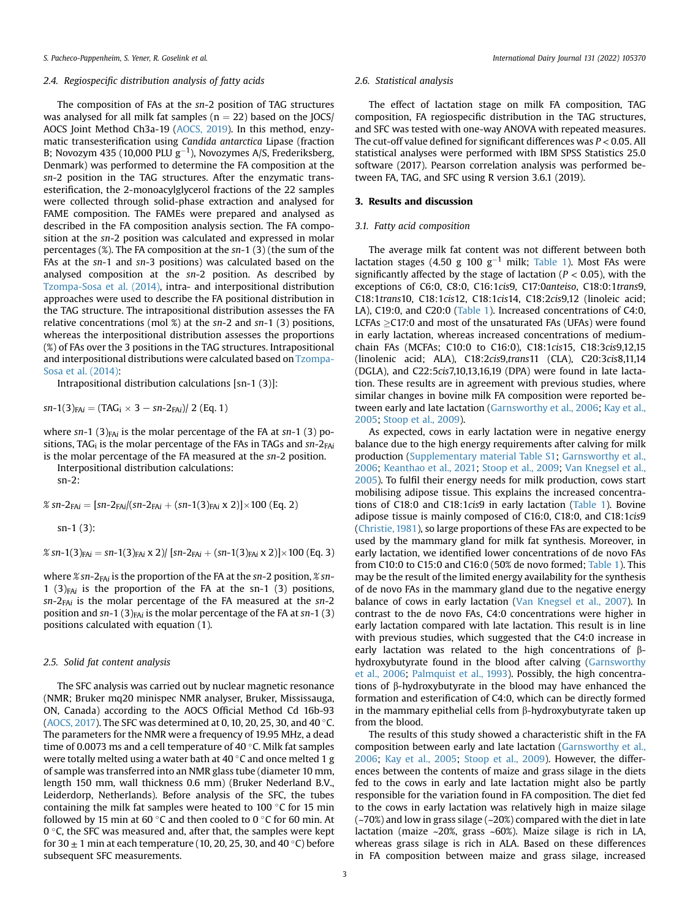### 2.4. Regiospecific distribution analysis of fatty acids

The composition of FAs at the *sn*-2 position of TAG structures was analysed for all milk fat samples ($n = 22$) based on the JOCS/AOCS Joint Method Ch3a-19 (AOCS, 2019). In this method, enzymatic transesterification using *Candida antarctica* Lipase (fraction B; Novozym 435 (10,000 PLU $g^{-1}$), Novozymes A/S, Frederiksberg, Denmark) was performed to determine the FA composition at the *sn*-2 position in the TAG structures. After the enzymatic transesterification, the 2-monoacylglycerol fractions of the 22 samples were collected through solid-phase extraction and analysed for FAME composition. The FAMEs were prepared and analysed as described in the FA composition analysis section. The FA composition at the *sn*-2 position was calculated and expressed in molar percentages (%). The FA composition at the *sn*-1 (3) (the sum of the FAs at the *sn*-1 and *sn*-3 positions) was calculated based on the analysed composition at the *sn*-2 position. As described by Tzompa-Sosa et al. (2014), intra- and interpositional distribution approaches were used to describe the FA positional distribution in the TAG structure. The intrapositional distribution assesses the FA relative concentrations (mol %) at the *sn*-2 and *sn*-1 (3) positions, whereas the interpositional distribution assesses the proportions (%) of FAs over the 3 positions in the TAG structures. Intrapositional and interpositional distributions were calculated based on Tzompa-Sosa et al. (2014):

Intrapositional distribution calculations [sn-1 (3)]:

$$sn\text{-}1(3)_{FAi} = (TAG_i \times 3 - sn\text{-}2_{FAi})/\ 2 \text{ (Eq. 1)}$$

where $sn$-1 $(3)_{FAi}$ is the molar percentage of the FA at *sn*-1 (3) positions, $TAG_i$ is the molar percentage of the FAs in TAGs and $sn\text{-}2_{FAi}$ is the molar percentage of the FA measured at the *sn*-2 position.

Interpositional distribution calculations:

sn-2:

$$\%\ sn\text{-}2_{FAi} = [sn\text{-}2_{FAi}/(sn\text{-}2_{FAi} + (sn\text{-}1(3)_{FAi} \times 2)] \times 100 \text{ (Eq. 2)}$$

sn-1 (3):

$$\%\ sn\text{-}1(3)_{FAi} = sn\text{-}1(3)_{FAi} \times 2)/\ [sn\text{-}2_{FAi} + (sn\text{-}1(3)_{FAi} \times 2)] \times 100 \text{ (Eq. 3)}$$

where $\%\ sn\text{-}2_{FAi}$ is the proportion of the FA at the *sn*-2 position, $\%\ sn$-1 $(3)_{FAi}$ is the proportion of the FA at the sn-1 (3) positions, $sn\text{-}2_{FAi}$ is the molar percentage of the FA measured at the *sn*-2 position and $sn$-1 $(3)_{FAi}$ is the molar percentage of the FA at *sn*-1 (3) positions calculated with equation (1).

### 2.5. Solid fat content analysis

The SFC analysis was carried out by nuclear magnetic resonance (NMR; Bruker mq20 minispec NMR analyser, Bruker, Mississauga, ON, Canada) according to the AOCS Official Method Cd 16b-93 (AOCS, 2017). The SFC was determined at 0, 10, 20, 25, 30, and 40 °C. The parameters for the NMR were a frequency of 19.95 MHz, a dead time of 0.0073 ms and a cell temperature of 40 °C. Milk fat samples were totally melted using a water bath at 40 °C and once melted 1 g of sample was transferred into an NMR glass tube (diameter 10 mm, length 150 mm, wall thickness 0.6 mm) (Bruker Nederland B.V., Leiderdorp, Netherlands). Before analysis of the SFC, the tubes containing the milk fat samples were heated to 100 °C for 15 min followed by 15 min at 60 °C and then cooled to 0 °C for 60 min. At 0 °C, the SFC was measured and, after that, the samples were kept for 30 ± 1 min at each temperature (10, 20, 25, 30, and 40 °C) before subsequent SFC measurements.

### 2.6. Statistical analysis

The effect of lactation stage on milk FA composition, TAG composition, FA regiospecific distribution in the TAG structures, and SFC was tested with one-way ANOVA with repeated measures. The cut-off value defined for significant differences was $P < 0.05$. All statistical analyses were performed with IBM SPSS Statistics 25.0 software (2017). Pearson correlation analysis was performed between FA, TAG, and SFC using R version 3.6.1 (2019).

## 3. Results and discussion

### 3.1. Fatty acid composition

The average milk fat content was not different between both lactation stages (4.50 g 100 $g^{-1}$ milk; Table 1). Most FAs were significantly affected by the stage of lactation ($P < 0.05$), with the exceptions of C6:0, C8:0, C16:1*cis*9, C17:0*anteiso*, C18:0:1*trans*9, C18:1*trans*10, C18:1*cis*12, C18:1*cis*14, C18:2*cis*9,12 (linoleic acid; LA), C19:0, and C20:0 (Table 1). Increased concentrations of C4:0, LCFAs ≥C17:0 and most of the unsaturated FAs (UFAs) were found in early lactation, whereas increased concentrations of medium-chain FAs (MCFAs; C10:0 to C16:0), C18:1*cis*15, C18:3*cis*9,12,15 (linolenic acid; ALA), C18:2*cis*9,*trans*11 (CLA), C20:3*cis*8,11,14 (DGLA), and C22:5*cis*7,10,13,16,19 (DPA) were found in late lactation. These results are in agreement with previous studies, where similar changes in bovine milk FA composition were reported between early and late lactation (Garnsworthy et al., 2006; Kay et al., 2005; Stoop et al., 2009).

As expected, cows in early lactation were in negative energy balance due to the high energy requirements after calving for milk production (Supplementary material Table S1; Garnsworthy et al., 2006; Keanthao et al., 2021; Stoop et al., 2009; Van Knegsel et al., 2005). To fulfil their energy needs for milk production, cows start mobilising adipose tissue. This explains the increased concentrations of C18:0 and C18:1*cis*9 in early lactation (Table 1). Bovine adipose tissue is mainly composed of C16:0, C18:0, and C18:1*cis*9 (Christie, 1981), so large proportions of these FAs are expected to be used by the mammary gland for milk fat synthesis. Moreover, in early lactation, we identified lower concentrations of de novo FAs from C10:0 to C15:0 and C16:0 (50% de novo formed; Table 1). This may be the result of the limited energy availability for the synthesis of de novo FAs in the mammary gland due to the negative energy balance of cows in early lactation (Van Knegsel et al., 2007). In contrast to the de novo FAs, C4:0 concentrations were higher in early lactation compared with late lactation. This result is in line with previous studies, which suggested that the C4:0 increase in early lactation was related to the high concentrations of β-hydroxybutyrate found in the blood after calving (Garnsworthy et al., 2006; Palmquist et al., 1993). Possibly, the high concentrations of β-hydroxybutyrate in the blood may have enhanced the formation and esterification of C4:0, which can be directly formed in the mammary epithelial cells from β-hydroxybutyrate taken up from the blood.

The results of this study showed a characteristic shift in the FA composition between early and late lactation (Garnsworthy et al., 2006; Kay et al., 2005; Stoop et al., 2009). However, the differences between the contents of maize and grass silage in the diets fed to the cows in early and late lactation might also be partly responsible for the variation found in FA composition. The diet fed to the cows in early lactation was relatively high in maize silage (~70%) and low in grass silage (~20%) compared with the diet in late lactation (maize ~20%, grass ~60%). Maize silage is rich in LA, whereas grass silage is rich in ALA. Based on these differences in FA composition between maize and grass silage, increased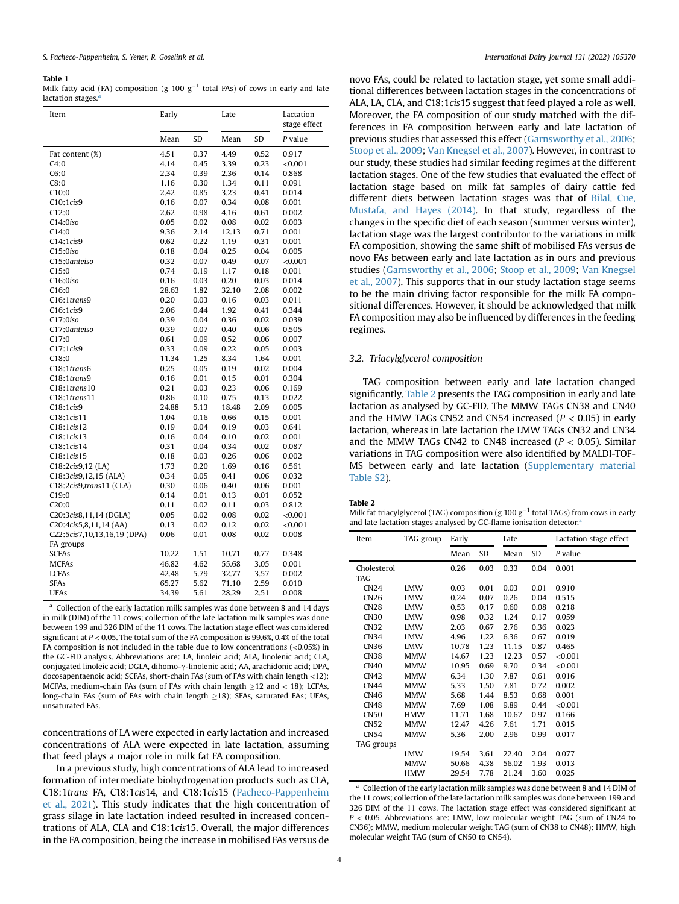**Table 1**
Milk fatty acid (FA) composition (g 100 g$^{-1}$ total FAs) of cows in early and late lactation stages.[a]

| Item | Early | | Late | | Lactation stage effect |
|---|---|---|---|---|---|
| | Mean | SD | Mean | SD | *P* value |
| Fat content (%) | 4.51 | 0.37 | 4.49 | 0.52 | 0.917 |
| C4:0 | 4.14 | 0.45 | 3.39 | 0.23 | <0.001 |
| C6:0 | 2.34 | 0.39 | 2.36 | 0.14 | 0.868 |
| C8:0 | 1.16 | 0.30 | 1.34 | 0.11 | 0.091 |
| C10:0 | 2.42 | 0.85 | 3.23 | 0.41 | 0.014 |
| C10:1*cis*9 | 0.16 | 0.07 | 0.34 | 0.08 | 0.001 |
| C12:0 | 2.62 | 0.98 | 4.16 | 0.61 | 0.002 |
| C14:0*iso* | 0.05 | 0.02 | 0.08 | 0.02 | 0.003 |
| C14:0 | 9.36 | 2.14 | 12.13 | 0.71 | 0.001 |
| C14:1*cis*9 | 0.62 | 0.22 | 1.19 | 0.31 | 0.001 |
| C15:0*iso* | 0.18 | 0.04 | 0.25 | 0.04 | 0.005 |
| C15:0*anteiso* | 0.32 | 0.07 | 0.49 | 0.07 | <0.001 |
| C15:0 | 0.74 | 0.19 | 1.17 | 0.18 | 0.001 |
| C16:0*iso* | 0.16 | 0.03 | 0.20 | 0.03 | 0.014 |
| C16:0 | 28.63 | 1.82 | 32.10 | 2.08 | 0.002 |
| C16:1*trans*9 | 0.20 | 0.03 | 0.16 | 0.03 | 0.011 |
| C16:1*cis*9 | 2.06 | 0.44 | 1.92 | 0.41 | 0.344 |
| C17:0*iso* | 0.39 | 0.04 | 0.36 | 0.02 | 0.039 |
| C17:0*anteiso* | 0.39 | 0.07 | 0.40 | 0.06 | 0.505 |
| C17:0 | 0.61 | 0.09 | 0.52 | 0.06 | 0.007 |
| C17:1*cis*9 | 0.33 | 0.09 | 0.22 | 0.05 | 0.003 |
| C18:0 | 11.34 | 1.25 | 8.34 | 1.64 | 0.001 |
| C18:1*trans*6 | 0.25 | 0.05 | 0.19 | 0.02 | 0.004 |
| C18:1*trans*9 | 0.16 | 0.01 | 0.15 | 0.01 | 0.304 |
| C18:1*trans*10 | 0.21 | 0.03 | 0.23 | 0.06 | 0.169 |
| C18:1*trans*11 | 0.86 | 0.10 | 0.75 | 0.13 | 0.022 |
| C18:1*cis*9 | 24.88 | 5.13 | 18.48 | 2.09 | 0.005 |
| C18:1*cis*11 | 1.04 | 0.16 | 0.66 | 0.15 | 0.001 |
| C18:1*cis*12 | 0.19 | 0.04 | 0.19 | 0.03 | 0.641 |
| C18:1*cis*13 | 0.16 | 0.04 | 0.10 | 0.02 | 0.001 |
| C18:1*cis*14 | 0.31 | 0.04 | 0.34 | 0.02 | 0.087 |
| C18:1*cis*15 | 0.18 | 0.03 | 0.26 | 0.06 | 0.002 |
| C18:2*cis*9,12 (LA) | 1.73 | 0.20 | 1.69 | 0.16 | 0.561 |
| C18:3*cis*9,12,15 (ALA) | 0.34 | 0.05 | 0.41 | 0.06 | 0.032 |
| C18:2*cis*9,*trans*11 (CLA) | 0.30 | 0.06 | 0.40 | 0.06 | 0.001 |
| C19:0 | 0.14 | 0.01 | 0.13 | 0.01 | 0.052 |
| C20:0 | 0.11 | 0.02 | 0.11 | 0.03 | 0.812 |
| C20:3*cis*8,11,14 (DGLA) | 0.05 | 0.02 | 0.08 | 0.02 | <0.001 |
| C20:4*cis*5,8,11,14 (AA) | 0.13 | 0.02 | 0.12 | 0.02 | <0.001 |
| C22:5*cis*7,10,13,16,19 (DPA) | 0.06 | 0.01 | 0.08 | 0.02 | 0.008 |
| FA groups | | | | | |
| SCFAs | 10.22 | 1.51 | 10.71 | 0.77 | 0.348 |
| MCFAs | 46.82 | 4.62 | 55.68 | 3.05 | 0.001 |
| LCFAs | 42.48 | 5.79 | 32.77 | 3.57 | 0.002 |
| SFAs | 65.27 | 5.62 | 71.10 | 2.59 | 0.010 |
| UFAs | 34.39 | 5.61 | 28.29 | 2.51 | 0.008 |

[a] Collection of the early lactation milk samples was done between 8 and 14 days in milk (DIM) of the 11 cows; collection of the late lactation milk samples was done between 199 and 326 DIM of the 11 cows. The lactation stage effect was considered significant at $P < 0.05$. The total sum of the FA composition is 99.6%, 0.4% of the total FA composition is not included in the table due to low concentrations (<0.05%) in the GC-FID analysis. Abbreviations are: LA, linoleic acid; ALA, linolenic acid; CLA, conjugated linoleic acid; DGLA, dihomo-γ-linolenic acid; AA, arachidonic acid; DPA, docosapentaenoic acid; SCFAs, short-chain FAs (sum of FAs with chain length <12); MCFAs, medium-chain FAs (sum of FAs with chain length ≥12 and < 18); LCFAs, long-chain FAs (sum of FAs with chain length ≥18); SFAs, saturated FAs; UFAs, unsaturated FAs.

concentrations of LA were expected in early lactation and increased concentrations of ALA were expected in late lactation, assuming that feed plays a major role in milk fat FA composition.

In a previous study, high concentrations of ALA lead to increased formation of intermediate biohydrogenation products such as CLA, C18:1*trans* FA, C18:1*cis*14, and C18:1*cis*15 (Pacheco-Pappenheim et al., 2021). This study indicates that the high concentration of grass silage in late lactation indeed resulted in increased concentrations of ALA, CLA and C18:1*cis*15. Overall, the major differences in the FA composition, being the increase in mobilised FAs versus de novo FAs, could be related to lactation stage, yet some small additional differences between lactation stages in the concentrations of ALA, LA, CLA, and C18:1*cis*15 suggest that feed played a role as well. Moreover, the FA composition of our study matched with the differences in FA composition between early and late lactation of previous studies that assessed this effect (Garnsworthy et al., 2006; Stoop et al., 2009; Van Knegsel et al., 2007). However, in contrast to our study, these studies had similar feeding regimes at the different lactation stages. One of the few studies that evaluated the effect of lactation stage based on milk fat samples of dairy cattle fed different diets between lactation stages was that of Bilal, Cue, Mustafa, and Hayes (2014). In that study, regardless of the changes in the specific diet of each season (summer versus winter), lactation stage was the largest contributor to the variations in milk FA composition, showing the same shift of mobilised FAs versus de novo FAs between early and late lactation as in ours and previous studies (Garnsworthy et al., 2006; Stoop et al., 2009; Van Knegsel et al., 2007). This supports that in our study lactation stage seems to be the main driving factor responsible for the milk FA compositional differences. However, it should be acknowledged that milk FA composition may also be influenced by differences in the feeding regimes.

### 3.2. Triacylglycerol composition

TAG composition between early and late lactation changed significantly. Table 2 presents the TAG composition in early and late lactation as analysed by GC-FID. The MMW TAGs CN38 and CN40 and the HMW TAGs CN52 and CN54 increased ($P < 0.05$) in early lactation, whereas in late lactation the LMW TAGs CN32 and CN34 and the MMW TAGs CN42 to CN48 increased ($P < 0.05$). Similar variations in TAG composition were also identified by MALDI-TOF-MS between early and late lactation (Supplementary material Table S2).

**Table 2**
Milk fat triacylglycerol (TAG) composition (g 100 g$^{-1}$ total TAGs) from cows in early and late lactation stages analysed by GC-flame ionisation detector.[a]

| Item | TAG group | Early | | Late | | Lactation stage effect |
|---|---|---|---|---|---|---|
| | | Mean | SD | Mean | SD | *P* value |
| Cholesterol | | 0.26 | 0.03 | 0.33 | 0.04 | 0.001 |
| TAG | | | | | | |
| CN24 | LMW | 0.03 | 0.01 | 0.03 | 0.01 | 0.910 |
| CN26 | LMW | 0.24 | 0.07 | 0.26 | 0.04 | 0.515 |
| CN28 | LMW | 0.53 | 0.17 | 0.60 | 0.08 | 0.218 |
| CN30 | LMW | 0.98 | 0.32 | 1.24 | 0.17 | 0.059 |
| CN32 | LMW | 2.03 | 0.67 | 2.76 | 0.36 | 0.023 |
| CN34 | LMW | 4.96 | 1.22 | 6.36 | 0.67 | 0.019 |
| CN36 | LMW | 10.78 | 1.23 | 11.15 | 0.87 | 0.465 |
| CN38 | MMW | 14.67 | 1.23 | 12.23 | 0.57 | <0.001 |
| CN40 | MMW | 10.95 | 0.69 | 9.70 | 0.34 | <0.001 |
| CN42 | MMW | 6.34 | 1.30 | 7.87 | 0.61 | 0.016 |
| CN44 | MMW | 5.33 | 1.50 | 7.81 | 0.72 | 0.002 |
| CN46 | MMW | 5.68 | 1.44 | 8.53 | 0.68 | 0.001 |
| CN48 | MMW | 7.69 | 1.08 | 9.89 | 0.44 | <0.001 |
| CN50 | HMW | 11.71 | 1.68 | 10.67 | 0.97 | 0.166 |
| CN52 | MMW | 12.47 | 4.26 | 7.61 | 1.71 | 0.015 |
| CN54 | MMW | 5.36 | 2.00 | 2.96 | 0.99 | 0.017 |
| TAG groups | | | | | | |
| | LMW | 19.54 | 3.61 | 22.40 | 2.04 | 0.077 |
| | MMW | 50.66 | 4.38 | 56.02 | 1.93 | 0.013 |
| | HMW | 29.54 | 7.78 | 21.24 | 3.60 | 0.025 |

[a] Collection of the early lactation milk samples was done between 8 and 14 DIM of the 11 cows; collection of the late lactation milk samples was done between 199 and 326 DIM of the 11 cows. The lactation stage effect was considered significant at $P < 0.05$. Abbreviations are: LMW, low molecular weight TAG (sum of CN24 to CN36); MMW, medium molecular weight TAG (sum of CN38 to CN48); HMW, high molecular weight TAG (sum of CN50 to CN54).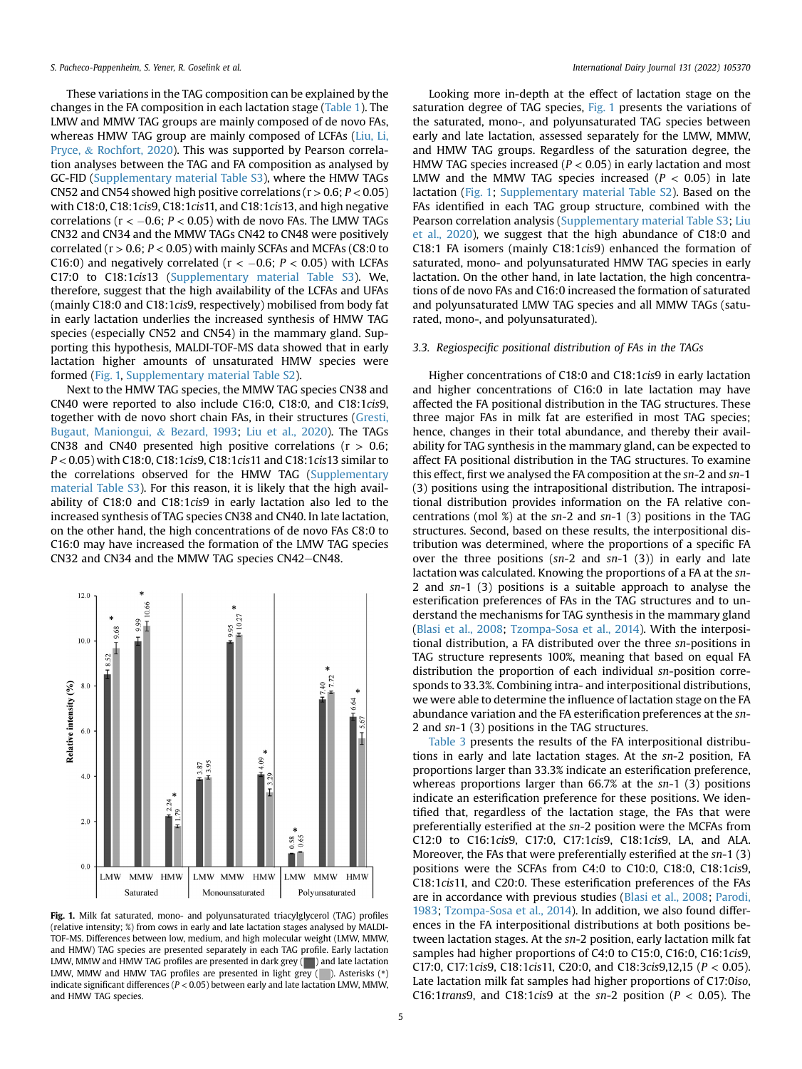These variations in the TAG composition can be explained by the changes in the FA composition in each lactation stage (Table 1). The LMW and MMW TAG groups are mainly composed of de novo FAs, whereas HMW TAG group are mainly composed of LCFAs (Liu, Li, Pryce, & Rochfort, 2020). This was supported by Pearson correlation analyses between the TAG and FA composition as analysed by GC-FID (Supplementary material Table S3), where the HMW TAGs CN52 and CN54 showed high positive correlations ($r > 0.6$; $P < 0.05$) with C18:0, C18:1*cis*9, C18:1*cis*11, and C18:1*cis*13, and high negative correlations ($r < -0.6$; $P < 0.05$) with de novo FAs. The LMW TAGs CN32 and CN34 and the MMW TAGs CN42 to CN48 were positively correlated ($r > 0.6$; $P < 0.05$) with mainly SCFAs and MCFAs (C8:0 to C16:0) and negatively correlated ($r < -0.6$; $P < 0.05$) with LCFAs C17:0 to C18:1*cis*13 (Supplementary material Table S3). We, therefore, suggest that the high availability of the LCFAs and UFAs (mainly C18:0 and C18:1*cis*9, respectively) mobilised from body fat in early lactation underlies the increased synthesis of HMW TAG species (especially CN52 and CN54) in the mammary gland. Supporting this hypothesis, MALDI-TOF-MS data showed that in early lactation higher amounts of unsaturated HMW species were formed (Fig. 1, Supplementary material Table S2).

Next to the HMW TAG species, the MMW TAG species CN38 and CN40 were reported to also include C16:0, C18:0, and C18:1*cis*9, together with de novo short chain FAs, in their structures (Gresti, Bugaut, Maniongui, & Bezard, 1993; Liu et al., 2020). The TAGs CN38 and CN40 presented high positive correlations ($r > 0.6$; $P < 0.05$) with C18:0, C18:1*cis*9, C18:1*cis*11 and C18:1*cis*13 similar to the correlations observed for the HMW TAG (Supplementary material Table S3). For this reason, it is likely that the high availability of C18:0 and C18:1*cis*9 in early lactation also led to the increased synthesis of TAG species CN38 and CN40. In late lactation, on the other hand, the high concentrations of de novo FAs C8:0 to C16:0 may have increased the formation of the LMW TAG species CN32 and CN34 and the MMW TAG species CN42−CN48.

**Fig. 1.** Milk fat saturated, mono- and polyunsaturated triacylglycerol (TAG) profiles (relative intensity; %) from cows in early and late lactation stages analysed by MALDI-TOF-MS. Differences between low, medium, and high molecular weight (LMW, MMW, and HMW) TAG species are presented separately in each TAG profile. Early lactation LMW, MMW and HMW TAG profiles are presented in dark grey (■) and late lactation LMW, MMW and HMW TAG profiles are presented in light grey (■). Asterisks (*) indicate significant differences ($P < 0.05$) between early and late lactation LMW, MMW, and HMW TAG species.

Looking more in-depth at the effect of lactation stage on the saturation degree of TAG species, Fig. 1 presents the variations of the saturated, mono-, and polyunsaturated TAG species between early and late lactation, assessed separately for the LMW, MMW, and HMW TAG groups. Regardless of the saturation degree, the HMW TAG species increased ($P < 0.05$) in early lactation and most LMW and the MMW TAG species increased ($P < 0.05$) in late lactation (Fig. 1; Supplementary material Table S2). Based on the FAs identified in each TAG group structure, combined with the Pearson correlation analysis (Supplementary material Table S3; Liu et al., 2020), we suggest that the high abundance of C18:0 and C18:1 FA isomers (mainly C18:1*cis*9) enhanced the formation of saturated, mono- and polyunsaturated HMW TAG species in early lactation. On the other hand, in late lactation, the high concentrations of de novo FAs and C16:0 increased the formation of saturated and polyunsaturated LMW TAG species and all MMW TAGs (saturated, mono-, and polyunsaturated).

### 3.3. Regiospecific positional distribution of FAs in the TAGs

Higher concentrations of C18:0 and C18:1*cis*9 in early lactation and higher concentrations of C16:0 in late lactation may have affected the FA positional distribution in the TAG structures. These three major FAs in milk fat are esterified in most TAG species; hence, changes in their total abundance, and thereby their availability for TAG synthesis in the mammary gland, can be expected to affect FA positional distribution in the TAG structures. To examine this effect, first we analysed the FA composition at the *sn*-2 and *sn*-1 (3) positions using the intrapositional distribution. The intrapositional distribution provides information on the FA relative concentrations (mol %) at the *sn*-2 and *sn*-1 (3) positions in the TAG structures. Second, based on these results, the interpositional distribution was determined, where the proportions of a specific FA over the three positions (*sn*-2 and *sn*-1 (3)) in early and late lactation was calculated. Knowing the proportions of a FA at the *sn*-2 and *sn*-1 (3) positions is a suitable approach to analyse the esterification preferences of FAs in the TAG structures and to understand the mechanisms for TAG synthesis in the mammary gland (Blasi et al., 2008; Tzompa-Sosa et al., 2014). With the interpositional distribution, a FA distributed over the three *sn*-positions in TAG structure represents 100%, meaning that based on equal FA distribution the proportion of each individual *sn*-position corresponds to 33.3%. Combining intra- and interpositional distributions, we were able to determine the influence of lactation stage on the FA abundance variation and the FA esterification preferences at the *sn*-2 and *sn*-1 (3) positions in the TAG structures.

Table 3 presents the results of the FA interpositional distributions in early and late lactation stages. At the *sn*-2 position, FA proportions larger than 33.3% indicate an esterification preference, whereas proportions larger than 66.7% at the *sn*-1 (3) positions indicate an esterification preference for these positions. We identified that, regardless of the lactation stage, the FAs that were preferentially esterified at the *sn*-2 position were the MCFAs from C12:0 to C16:1*cis*9, C17:0, C17:1*cis*9, C18:1*cis*9, LA, and ALA. Moreover, the FAs that were preferentially esterified at the *sn*-1 (3) positions were the SCFAs from C4:0 to C10:0, C18:0, C18:1*cis*9, C18:1*cis*11, and C20:0. These esterification preferences of the FAs are in accordance with previous studies (Blasi et al., 2008; Parodi, 1983; Tzompa-Sosa et al., 2014). In addition, we also found differences in the FA interpositional distributions at both positions between lactation stages. At the *sn*-2 position, early lactation milk fat samples had higher proportions of C4:0 to C15:0, C16:0, C16:1*cis*9, C17:0, C17:1*cis*9, C18:1*cis*11, C20:0, and C18:3*cis*9,12,15 ($P < 0.05$). Late lactation milk fat samples had higher proportions of C17:0*iso*, C16:1*trans*9, and C18:1*cis*9 at the *sn*-2 position ($P < 0.05$). The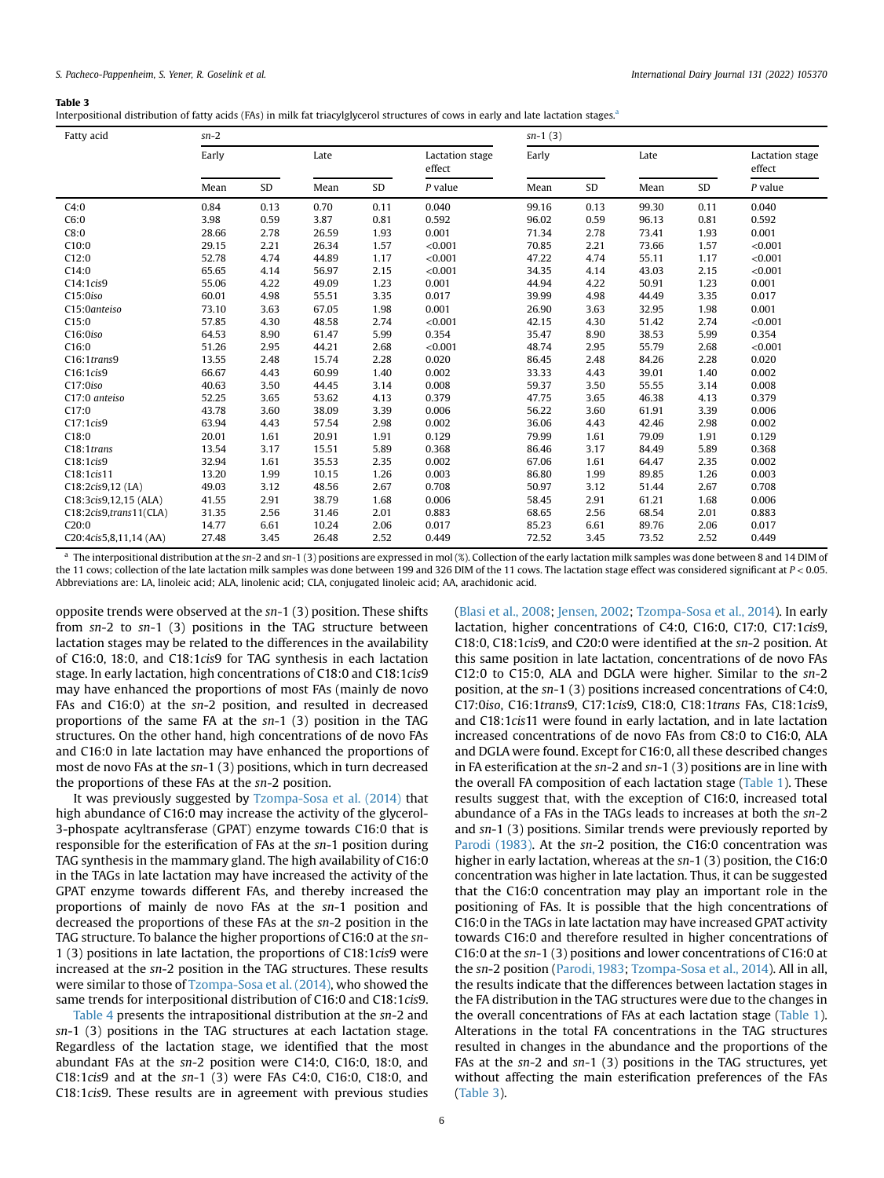**Table 3**
Interpositional distribution of fatty acids (FAs) in milk fat triacylglycerol structures of cows in early and late lactation stages.[a]

| Fatty acid | *sn*-2 | | | | | *sn*-1 (3) | | | | |
|---|---|---|---|---|---|---|---|---|---|---|
| | Early | | Late | | Lactation stage effect | Early | | Late | | Lactation stage effect |
| | Mean | SD | Mean | SD | *P* value | Mean | SD | Mean | SD | *P* value |
| C4:0 | 0.84 | 0.13 | 0.70 | 0.11 | 0.040 | 99.16 | 0.13 | 99.30 | 0.11 | 0.040 |
| C6:0 | 3.98 | 0.59 | 3.87 | 0.81 | 0.592 | 96.02 | 0.59 | 96.13 | 0.81 | 0.592 |
| C8:0 | 28.66 | 2.78 | 26.59 | 1.93 | 0.001 | 71.34 | 2.78 | 73.41 | 1.93 | 0.001 |
| C10:0 | 29.15 | 2.21 | 26.34 | 1.57 | <0.001 | 70.85 | 2.21 | 73.66 | 1.57 | <0.001 |
| C12:0 | 52.78 | 4.74 | 44.89 | 1.17 | <0.001 | 47.22 | 4.74 | 55.11 | 1.17 | <0.001 |
| C14:0 | 65.65 | 4.14 | 56.97 | 2.15 | <0.001 | 34.35 | 4.14 | 43.03 | 2.15 | <0.001 |
| C14:1*cis*9 | 55.06 | 4.22 | 49.09 | 1.23 | 0.001 | 44.94 | 4.22 | 50.91 | 1.23 | 0.001 |
| C15:0*iso* | 60.01 | 4.98 | 55.51 | 3.35 | 0.017 | 39.99 | 4.98 | 44.49 | 3.35 | 0.017 |
| C15:0*anteiso* | 73.10 | 3.63 | 67.05 | 1.98 | 0.001 | 26.90 | 3.63 | 32.95 | 1.98 | 0.001 |
| C15:0 | 57.85 | 4.30 | 48.58 | 2.74 | <0.001 | 42.15 | 4.30 | 51.42 | 2.74 | <0.001 |
| C16:0*iso* | 64.53 | 8.90 | 61.47 | 5.99 | 0.354 | 35.47 | 8.90 | 38.53 | 5.99 | 0.354 |
| C16:0 | 51.26 | 2.95 | 44.21 | 2.68 | <0.001 | 48.74 | 2.95 | 55.79 | 2.68 | <0.001 |
| C16:1*trans*9 | 13.55 | 2.48 | 15.74 | 2.28 | 0.020 | 86.45 | 2.48 | 84.26 | 2.28 | 0.020 |
| C16:1*cis*9 | 66.67 | 4.43 | 60.99 | 1.40 | 0.002 | 33.33 | 4.43 | 39.01 | 1.40 | 0.002 |
| C17:0*iso* | 40.63 | 3.50 | 44.45 | 3.14 | 0.008 | 59.37 | 3.50 | 55.55 | 3.14 | 0.008 |
| C17:0 *anteiso* | 52.25 | 3.65 | 53.62 | 4.13 | 0.379 | 47.75 | 3.65 | 46.38 | 4.13 | 0.379 |
| C17:0 | 43.78 | 3.60 | 38.09 | 3.39 | 0.006 | 56.22 | 3.60 | 61.91 | 3.39 | 0.006 |
| C17:1*cis*9 | 63.94 | 4.43 | 57.54 | 2.98 | 0.002 | 36.06 | 4.43 | 42.46 | 2.98 | 0.002 |
| C18:0 | 20.01 | 1.61 | 20.91 | 1.91 | 0.129 | 79.99 | 1.61 | 79.09 | 1.91 | 0.129 |
| C18:1*trans* | 13.54 | 3.17 | 15.51 | 5.89 | 0.368 | 86.46 | 3.17 | 84.49 | 5.89 | 0.368 |
| C18:1*cis*9 | 32.94 | 1.61 | 35.53 | 2.35 | 0.002 | 67.06 | 1.61 | 64.47 | 2.35 | 0.002 |
| C18:1*cis*11 | 13.20 | 1.99 | 10.15 | 1.26 | 0.003 | 86.80 | 1.99 | 89.85 | 1.26 | 0.003 |
| C18:2*cis*9,12 (LA) | 49.03 | 3.12 | 48.56 | 2.67 | 0.708 | 50.97 | 3.12 | 51.44 | 2.67 | 0.708 |
| C18:3*cis*9,12,15 (ALA) | 41.55 | 2.91 | 38.79 | 1.68 | 0.006 | 58.45 | 2.91 | 61.21 | 1.68 | 0.006 |
| C18:2*cis*9,*trans*11(CLA) | 31.35 | 2.56 | 31.46 | 2.01 | 0.883 | 68.65 | 2.56 | 68.54 | 2.01 | 0.883 |
| C20:0 | 14.77 | 6.61 | 10.24 | 2.06 | 0.017 | 85.23 | 6.61 | 89.76 | 2.06 | 0.017 |
| C20:4*cis*5,8,11,14 (AA) | 27.48 | 3.45 | 26.48 | 2.52 | 0.449 | 72.52 | 3.45 | 73.52 | 2.52 | 0.449 |

[a] The interpositional distribution at the *sn*-2 and *sn*-1 (3) positions are expressed in mol (%). Collection of the early lactation milk samples was done between 8 and 14 DIM of the 11 cows; collection of the late lactation milk samples was done between 199 and 326 DIM of the 11 cows. The lactation stage effect was considered significant at $P < 0.05$. Abbreviations are: LA, linoleic acid; ALA, linolenic acid; CLA, conjugated linoleic acid; AA, arachidonic acid.

opposite trends were observed at the *sn*-1 (3) position. These shifts from *sn*-2 to *sn*-1 (3) positions in the TAG structure between lactation stages may be related to the differences in the availability of C16:0, 18:0, and C18:1*cis*9 for TAG synthesis in each lactation stage. In early lactation, high concentrations of C18:0 and C18:1*cis*9 may have enhanced the proportions of most FAs (mainly de novo FAs and C16:0) at the *sn*-2 position, and resulted in decreased proportions of the same FA at the *sn*-1 (3) position in the TAG structures. On the other hand, high concentrations of de novo FAs and C16:0 in late lactation may have enhanced the proportions of most de novo FAs at the *sn*-1 (3) positions, which in turn decreased the proportions of these FAs at the *sn*-2 position.

It was previously suggested by Tzompa-Sosa et al. (2014) that high abundance of C16:0 may increase the activity of the glycerol-3-phospate acyltransferase (GPAT) enzyme towards C16:0 that is responsible for the esterification of FAs at the *sn*-1 position during TAG synthesis in the mammary gland. The high availability of C16:0 in the TAGs in late lactation may have increased the activity of the GPAT enzyme towards different FAs, and thereby increased the proportions of mainly de novo FAs at the *sn*-1 position and decreased the proportions of these FAs at the *sn*-2 position in the TAG structure. To balance the higher proportions of C16:0 at the *sn*-1 (3) positions in late lactation, the proportions of C18:1*cis*9 were increased at the *sn*-2 position in the TAG structures. These results were similar to those of Tzompa-Sosa et al. (2014), who showed the same trends for interpositional distribution of C16:0 and C18:1*cis*9.

Table 4 presents the intrapositional distribution at the *sn*-2 and *sn*-1 (3) positions in the TAG structures at each lactation stage. Regardless of the lactation stage, we identified that the most abundant FAs at the *sn*-2 position were C14:0, C16:0, 18:0, and C18:1*cis*9 and at the *sn*-1 (3) were FAs C4:0, C16:0, C18:0, and C18:1*cis*9. These results are in agreement with previous studies (Blasi et al., 2008; Jensen, 2002; Tzompa-Sosa et al., 2014). In early lactation, higher concentrations of C4:0, C16:0, C17:0, C17:1*cis*9, C18:0, C18:1*cis*9, and C20:0 were identified at the *sn*-2 position. At this same position in late lactation, concentrations of de novo FAs C12:0 to C15:0, ALA and DGLA were higher. Similar to the *sn*-2 position, at the *sn*-1 (3) positions increased concentrations of C4:0, C17:0*iso*, C16:1*trans*9, C17:1*cis*9, C18:0, C18:1*trans* FAs, C18:1*cis*9, and C18:1*cis*11 were found in early lactation, and in late lactation increased concentrations of de novo FAs from C8:0 to C16:0, ALA and DGLA were found. Except for C16:0, all these described changes in FA esterification at the *sn*-2 and *sn*-1 (3) positions are in line with the overall FA composition of each lactation stage (Table 1). These results suggest that, with the exception of C16:0, increased total abundance of a FAs in the TAGs leads to increases at both the *sn*-2 and *sn*-1 (3) positions. Similar trends were previously reported by Parodi (1983). At the *sn*-2 position, the C16:0 concentration was higher in early lactation, whereas at the *sn*-1 (3) position, the C16:0 concentration was higher in late lactation. Thus, it can be suggested that the C16:0 concentration may play an important role in the positioning of FAs. It is possible that the high concentrations of C16:0 in the TAGs in late lactation may have increased GPAT activity towards C16:0 and therefore resulted in higher concentrations of C16:0 at the *sn*-1 (3) positions and lower concentrations of C16:0 at the *sn*-2 position (Parodi, 1983; Tzompa-Sosa et al., 2014). All in all, the results indicate that the differences between lactation stages in the FA distribution in the TAG structures were due to the changes in the overall concentrations of FAs at each lactation stage (Table 1). Alterations in the total FA concentrations in the TAG structures resulted in changes in the abundance and the proportions of the FAs at the *sn*-2 and *sn*-1 (3) positions in the TAG structures, yet without affecting the main esterification preferences of the FAs (Table 3).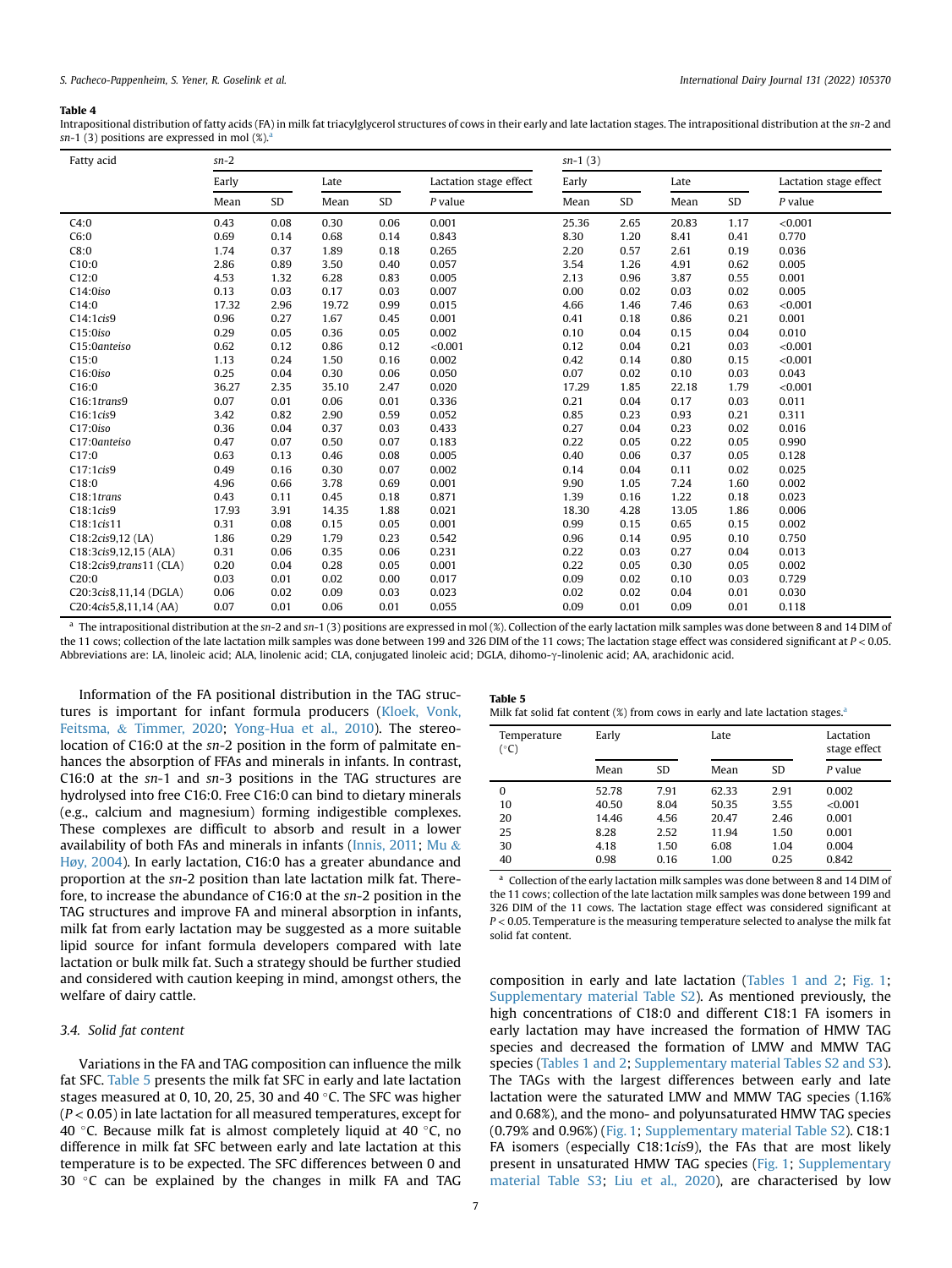**Table 4**
Intrapositional distribution of fatty acids (FA) in milk fat triacylglycerol structures of cows in their early and late lactation stages. The intrapositional distribution at the *sn*-2 and *sn*-1 (3) positions are expressed in mol (%).[a]

| Fatty acid | *sn*-2 | | | | | *sn*-1 (3) | | | | |
|---|---|---|---|---|---|---|---|---|---|---|
| | Early | | Late | | Lactation stage effect | Early | | Late | | Lactation stage effect |
| | Mean | SD | Mean | SD | *P* value | Mean | SD | Mean | SD | *P* value |
| C4:0 | 0.43 | 0.08 | 0.30 | 0.06 | 0.001 | 25.36 | 2.65 | 20.83 | 1.17 | <0.001 |
| C6:0 | 0.69 | 0.14 | 0.68 | 0.14 | 0.843 | 8.30 | 1.20 | 8.41 | 0.41 | 0.770 |
| C8:0 | 1.74 | 0.37 | 1.89 | 0.18 | 0.265 | 2.20 | 0.57 | 2.61 | 0.19 | 0.036 |
| C10:0 | 2.86 | 0.89 | 3.50 | 0.40 | 0.057 | 3.54 | 1.26 | 4.91 | 0.62 | 0.005 |
| C12:0 | 4.53 | 1.32 | 6.28 | 0.83 | 0.005 | 2.13 | 0.96 | 3.87 | 0.55 | 0.001 |
| C14:0*iso* | 0.13 | 0.03 | 0.17 | 0.03 | 0.007 | 0.00 | 0.02 | 0.03 | 0.02 | 0.005 |
| C14:0 | 17.32 | 2.96 | 19.72 | 0.99 | 0.015 | 4.66 | 1.46 | 7.46 | 0.63 | <0.001 |
| C14:1*cis*9 | 0.96 | 0.27 | 1.67 | 0.45 | 0.001 | 0.41 | 0.18 | 0.86 | 0.21 | 0.001 |
| C15:0*iso* | 0.29 | 0.05 | 0.36 | 0.05 | 0.002 | 0.10 | 0.04 | 0.15 | 0.04 | 0.010 |
| C15:0*anteiso* | 0.62 | 0.12 | 0.86 | 0.12 | <0.001 | 0.12 | 0.04 | 0.21 | 0.03 | <0.001 |
| C15:0 | 1.13 | 0.24 | 1.50 | 0.16 | 0.002 | 0.42 | 0.14 | 0.80 | 0.15 | <0.001 |
| C16:0*iso* | 0.25 | 0.04 | 0.30 | 0.06 | 0.050 | 0.07 | 0.02 | 0.10 | 0.03 | 0.043 |
| C16:0 | 36.27 | 2.35 | 35.10 | 2.47 | 0.020 | 17.29 | 1.85 | 22.18 | 1.79 | <0.001 |
| C16:1*trans*9 | 0.07 | 0.01 | 0.06 | 0.01 | 0.336 | 0.21 | 0.04 | 0.17 | 0.03 | 0.011 |
| C16:1*cis*9 | 3.42 | 0.82 | 2.90 | 0.59 | 0.052 | 0.85 | 0.23 | 0.93 | 0.21 | 0.311 |
| C17:0*iso* | 0.36 | 0.04 | 0.37 | 0.03 | 0.433 | 0.27 | 0.04 | 0.23 | 0.02 | 0.016 |
| C17:0*anteiso* | 0.47 | 0.07 | 0.50 | 0.07 | 0.183 | 0.22 | 0.05 | 0.22 | 0.05 | 0.990 |
| C17:0 | 0.63 | 0.13 | 0.46 | 0.08 | 0.005 | 0.40 | 0.06 | 0.37 | 0.05 | 0.128 |
| C17:1*cis*9 | 0.49 | 0.16 | 0.30 | 0.07 | 0.002 | 0.14 | 0.04 | 0.11 | 0.02 | 0.025 |
| C18:0 | 4.96 | 0.66 | 3.78 | 0.69 | 0.001 | 9.90 | 1.05 | 7.24 | 1.60 | 0.002 |
| C18:1*trans* | 0.43 | 0.11 | 0.45 | 0.18 | 0.871 | 1.39 | 0.16 | 1.22 | 0.18 | 0.023 |
| C18:1*cis*9 | 17.93 | 3.91 | 14.35 | 1.88 | 0.021 | 18.30 | 4.28 | 13.05 | 1.86 | 0.006 |
| C18:1*cis*11 | 0.31 | 0.08 | 0.15 | 0.05 | 0.001 | 0.99 | 0.15 | 0.65 | 0.15 | 0.002 |
| C18:2*cis*9,12 (LA) | 1.86 | 0.29 | 1.79 | 0.23 | 0.542 | 0.96 | 0.14 | 0.95 | 0.10 | 0.750 |
| C18:3*cis*9,12,15 (ALA) | 0.31 | 0.06 | 0.35 | 0.06 | 0.231 | 0.22 | 0.03 | 0.27 | 0.04 | 0.013 |
| C18:2*cis*9,*trans*11 (CLA) | 0.20 | 0.04 | 0.28 | 0.05 | 0.001 | 0.22 | 0.05 | 0.30 | 0.05 | 0.002 |
| C20:0 | 0.03 | 0.01 | 0.02 | 0.00 | 0.017 | 0.09 | 0.02 | 0.10 | 0.03 | 0.729 |
| C20:3*cis*8,11,14 (DGLA) | 0.06 | 0.02 | 0.09 | 0.03 | 0.023 | 0.02 | 0.02 | 0.04 | 0.01 | 0.030 |
| C20:4*cis*5,8,11,14 (AA) | 0.07 | 0.01 | 0.06 | 0.01 | 0.055 | 0.09 | 0.01 | 0.09 | 0.01 | 0.118 |

[a] The intrapositional distribution at the *sn*-2 and *sn*-1 (3) positions are expressed in mol (%). Collection of the early lactation milk samples was done between 8 and 14 DIM of the 11 cows; collection of the late lactation milk samples was done between 199 and 326 DIM of the 11 cows; The lactation stage effect was considered significant at $P < 0.05$. Abbreviations are: LA, linoleic acid; ALA, linolenic acid; CLA, conjugated linoleic acid; DGLA, dihomo-γ-linolenic acid; AA, arachidonic acid.

Information of the FA positional distribution in the TAG structures is important for infant formula producers (Kloek, Vonk, Feitsma, & Timmer, 2020; Yong-Hua et al., 2010). The stereolocation of C16:0 at the *sn*-2 position in the form of palmitate enhances the absorption of FFAs and minerals in infants. In contrast, C16:0 at the *sn*-1 and *sn*-3 positions in the TAG structures are hydrolysed into free C16:0. Free C16:0 can bind to dietary minerals (e.g., calcium and magnesium) forming indigestible complexes. These complexes are difficult to absorb and result in a lower availability of both FAs and minerals in infants (Innis, 2011; Mu & Høy, 2004). In early lactation, C16:0 has a greater abundance and proportion at the *sn*-2 position than late lactation milk fat. Therefore, to increase the abundance of C16:0 at the *sn*-2 position in the TAG structures and improve FA and mineral absorption in infants, milk fat from early lactation may be suggested as a more suitable lipid source for infant formula developers compared with late lactation or bulk milk fat. Such a strategy should be further studied and considered with caution keeping in mind, amongst others, the welfare of dairy cattle.

### 3.4. Solid fat content

Variations in the FA and TAG composition can influence the milk fat SFC. Table 5 presents the milk fat SFC in early and late lactation stages measured at 0, 10, 20, 25, 30 and 40 °C. The SFC was higher ($P < 0.05$) in late lactation for all measured temperatures, except for 40 °C. Because milk fat is almost completely liquid at 40 °C, no difference in milk fat SFC between early and late lactation at this temperature is to be expected. The SFC differences between 0 and 30 °C can be explained by the changes in milk FA and TAG composition in early and late lactation (Tables 1 and 2; Fig. 1; Supplementary material Table S2). As mentioned previously, the high concentrations of C18:0 and different C18:1 FA isomers in early lactation may have increased the formation of HMW TAG species and decreased the formation of LMW and MMW TAG species (Tables 1 and 2; Supplementary material Tables S2 and S3). The TAGs with the largest differences between early and late lactation were the saturated LMW and MMW TAG species (1.16% and 0.68%), and the mono- and polyunsaturated HMW TAG species (0.79% and 0.96%) (Fig. 1; Supplementary material Table S2). C18:1 FA isomers (especially C18:1*cis*9), the FAs that are most likely present in unsaturated HMW TAG species (Fig. 1; Supplementary material Table S3; Liu et al., 2020), are characterised by low

**Table 5**
Milk fat solid fat content (%) from cows in early and late lactation stages.[a]

| Temperature (°C) | Early | | Late | | Lactation stage effect |
|---|---|---|---|---|---|
| | Mean | SD | Mean | SD | *P* value |
| 0 | 52.78 | 7.91 | 62.33 | 2.91 | 0.002 |
| 10 | 40.50 | 8.04 | 50.35 | 3.55 | <0.001 |
| 20 | 14.46 | 4.56 | 20.47 | 2.46 | 0.001 |
| 25 | 8.28 | 2.52 | 11.94 | 1.50 | 0.001 |
| 30 | 4.18 | 1.50 | 6.08 | 1.04 | 0.004 |
| 40 | 0.98 | 0.16 | 1.00 | 0.25 | 0.842 |

[a] Collection of the early lactation milk samples was done between 8 and 14 DIM of the 11 cows; collection of the late lactation milk samples was done between 199 and 326 DIM of the 11 cows. The lactation stage effect was considered significant at $P < 0.05$. Temperature is the measuring temperature selected to analyse the milk fat solid fat content.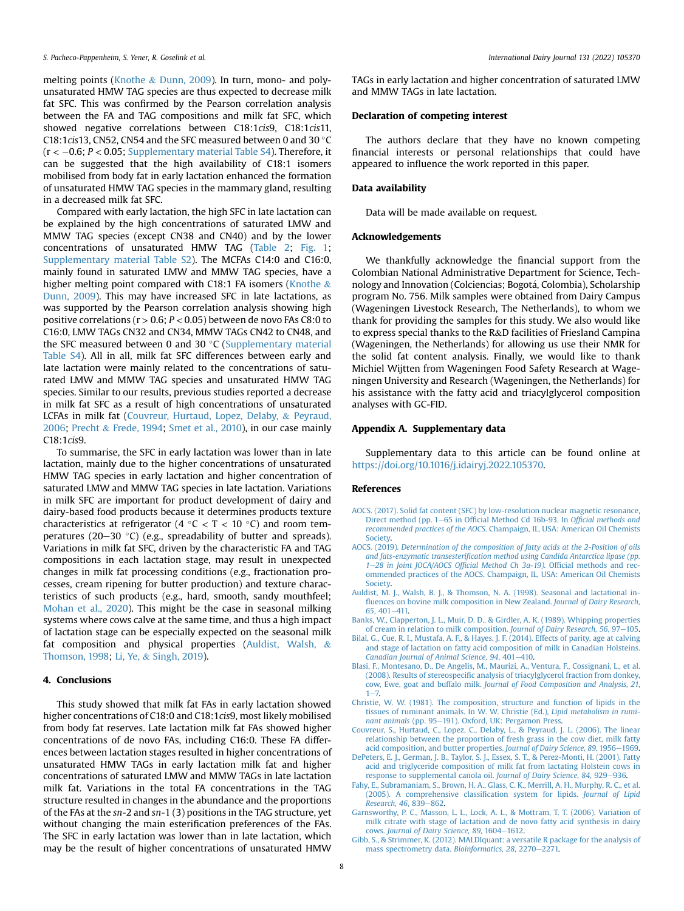melting points (Knothe & Dunn, 2009). In turn, mono- and polyunsaturated HMW TAG species are thus expected to decrease milk fat SFC. This was confirmed by the Pearson correlation analysis between the FA and TAG compositions and milk fat SFC, which showed negative correlations between C18:1*cis*9, C18:1*cis*11, C18:1*cis*13, CN52, CN54 and the SFC measured between 0 and 30 °C ($r < -0.6$; $P < 0.05$; Supplementary material Table S4). Therefore, it can be suggested that the high availability of C18:1 isomers mobilised from body fat in early lactation enhanced the formation of unsaturated HMW TAG species in the mammary gland, resulting in a decreased milk fat SFC.

Compared with early lactation, the high SFC in late lactation can be explained by the high concentrations of saturated LMW and MMW TAG species (except CN38 and CN40) and by the lower concentrations of unsaturated HMW TAG (Table 2; Fig. 1; Supplementary material Table S2). The MCFAs C14:0 and C16:0, mainly found in saturated LMW and MMW TAG species, have a higher melting point compared with C18:1 FA isomers (Knothe & Dunn, 2009). This may have increased SFC in late lactations, as was supported by the Pearson correlation analysis showing high positive correlations ($r > 0.6$; $P < 0.05$) between de novo FAs C8:0 to C16:0, LMW TAGs CN32 and CN34, MMW TAGs CN42 to CN48, and the SFC measured between 0 and 30 °C (Supplementary material Table S4). All in all, milk fat SFC differences between early and late lactation were mainly related to the concentrations of saturated LMW and MMW TAG species and unsaturated HMW TAG species. Similar to our results, previous studies reported a decrease in milk fat SFC as a result of high concentrations of unsaturated LCFAs in milk fat (Couvreur, Hurtaud, Lopez, Delaby, & Peyraud, 2006; Precht & Frede, 1994; Smet et al., 2010), in our case mainly C18:1*cis*9.

To summarise, the SFC in early lactation was lower than in late lactation, mainly due to the higher concentrations of unsaturated HMW TAG species in early lactation and higher concentration of saturated LMW and MMW TAG species in late lactation. Variations in milk SFC are important for product development of dairy and dairy-based food products because it determines products texture characteristics at refrigerator (4 °C < T < 10 °C) and room temperatures (20–30 °C) (e.g., spreadability of butter and spreads). Variations in milk fat SFC, driven by the characteristic FA and TAG compositions in each lactation stage, may result in unexpected changes in milk fat processing conditions (e.g., fractionation processes, cream ripening for butter production) and texture characteristics of such products (e.g., hard, smooth, sandy mouthfeel; Mohan et al., 2020). This might be the case in seasonal milking systems where cows calve at the same time, and thus a high impact of lactation stage can be especially expected on the seasonal milk fat composition and physical properties (Auldist, Walsh, & Thomson, 1998; Li, Ye, & Singh, 2019).

## 4. Conclusions

This study showed that milk fat FAs in early lactation showed higher concentrations of C18:0 and C18:1*cis*9, most likely mobilised from body fat reserves. Late lactation milk fat FAs showed higher concentrations of de novo FAs, including C16:0. These FA differences between lactation stages resulted in higher concentrations of unsaturated HMW TAGs in early lactation milk fat and higher concentrations of saturated LMW and MMW TAGs in late lactation milk fat. Variations in the total FA concentrations in the TAG structure resulted in changes in the abundance and the proportions of the FAs at the *sn*-2 and *sn*-1 (3) positions in the TAG structure, yet without changing the main esterification preferences of the FAs. The SFC in early lactation was lower than in late lactation, which may be the result of higher concentrations of unsaturated HMW TAGs in early lactation and higher concentration of saturated LMW and MMW TAGs in late lactation.

## Declaration of competing interest

The authors declare that they have no known competing financial interests or personal relationships that could have appeared to influence the work reported in this paper.

## Data availability

Data will be made available on request.

## Acknowledgements

We thankfully acknowledge the financial support from the Colombian National Administrative Department for Science, Technology and Innovation (Colciencias; Bogotá, Colombia), Scholarship program No. 756. Milk samples were obtained from Dairy Campus (Wageningen Livestock Research, The Netherlands), to whom we thank for providing the samples for this study. We also would like to express special thanks to the R&D facilities of Friesland Campina (Wageningen, the Netherlands) for allowing us use their NMR for the solid fat content analysis. Finally, we would like to thank Michiel Wijtten from Wageningen Food Safety Research at Wageningen University and Research (Wageningen, the Netherlands) for his assistance with the fatty acid and triacylglycerol composition analyses with GC-FID.

## Appendix A. Supplementary data

Supplementary data to this article can be found online at https://doi.org/10.1016/j.idairyj.2022.105370.

## References

AOCS. (2017). Solid fat content (SFC) by low-resolution nuclear magnetic resonance, Direct method (pp. 1–65 in Official Method Cd 16b-93. In *Official methods and recommended practices of the AOCS*. Champaign, IL, USA: American Oil Chemists Society.

AOCS. (2019). *Determination of the composition of fatty acids at the 2-Position of oils and fats-enzymatic transesterification method using Candida Antarctica lipase (pp. 1–28 in Joint JOCA/AOCS Official Method Ch 3a-19).* Official methods and recommended practices of the AOCS. Champaign, IL, USA: American Oil Chemists Society.

Auldist, M. J., Walsh, B. J., & Thomson, N. A. (1998). Seasonal and lactational influences on bovine milk composition in New Zealand. *Journal of Dairy Research, 65*, 401–411.

Banks, W., Clapperton, J. L., Muir, D. D., & Girdler, A. K. (1989). Whipping properties of cream in relation to milk composition. *Journal of Dairy Research, 56*, 97–105.

Bilal, G., Cue, R. I., Mustafa, A. F., & Hayes, J. F. (2014). Effects of parity, age at calving and stage of lactation on fatty acid composition of milk in Canadian Holsteins. *Canadian Journal of Animal Science, 94*, 401–410.

Blasi, F., Montesano, D., De Angelis, M., Maurizi, A., Ventura, F., Cossignani, L., et al. (2008). Results of stereospecific analysis of triacylglycerol fraction from donkey, cow, Ewe, goat and buffalo milk. *Journal of Food Composition and Analysis, 21*, 1–7.

Christie, W. W. (1981). The composition, structure and function of lipids in the tissues of ruminant animals. In W. W. Christie (Ed.), *Lipid metabolism in ruminant animals* (pp. 95–191). Oxford, UK: Pergamon Press.

Couvreur, S., Hurtaud, C., Lopez, C., Delaby, L., & Peyraud, J. L. (2006). The linear relationship between the proportion of fresh grass in the cow diet, milk fatty acid composition, and butter properties. *Journal of Dairy Science, 89*, 1956–1969.

DePeters, E. J., German, J. B., Taylor, S. J., Essex, S. T., & Perez-Monti, H. (2001). Fatty acid and triglyceride composition of milk fat from lactating Holstein cows in response to supplemental canola oil. *Journal of Dairy Science, 84*, 929–936.

Fahy, E., Subramaniam, S., Brown, H. A., Glass, C. K., Merrill, A. H., Murphy, R. C., et al. (2005). A comprehensive classification system for lipids. *Journal of Lipid Research, 46*, 839–862.

Garnsworthy, P. C., Masson, L. L., Lock, A. L., & Mottram, T. T. (2006). Variation of milk citrate with stage of lactation and de novo fatty acid synthesis in dairy cows. *Journal of Dairy Science, 89*, 1604–1612.

Gibb, S., & Strimmer, K. (2012). MALDIquant: a versatile R package for the analysis of mass spectrometry data. *Bioinformatics, 28*, 2270–2271.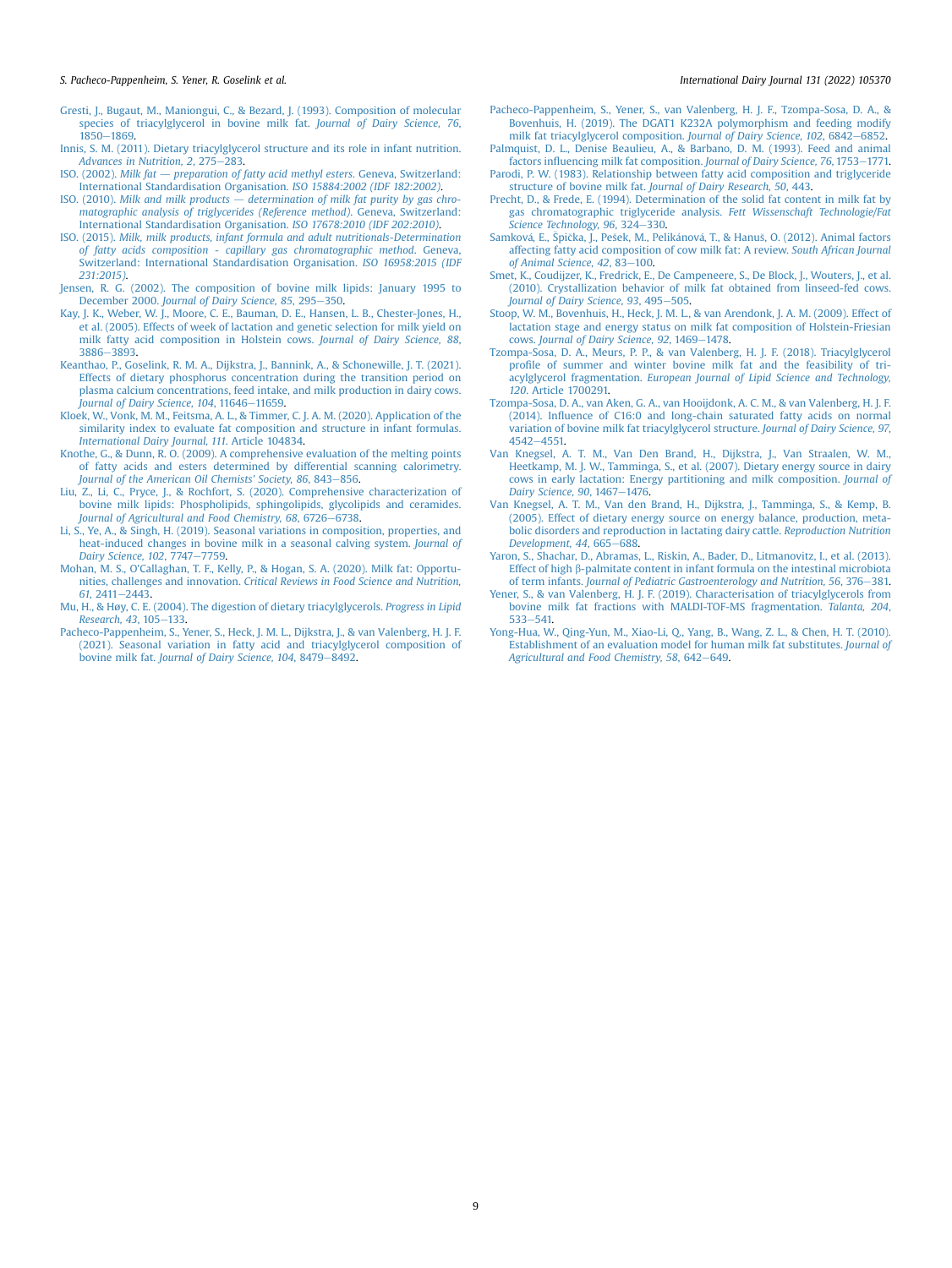Gresti, J., Bugaut, M., Maniongui, C., & Bezard, J. (1993). Composition of molecular species of triacylglycerol in bovine milk fat. *Journal of Dairy Science, 76*, 1850–1869.

Innis, S. M. (2011). Dietary triacylglycerol structure and its role in infant nutrition. *Advances in Nutrition, 2*, 275–283.

ISO. (2002). *Milk fat — preparation of fatty acid methyl esters*. Geneva, Switzerland: International Standardisation Organisation. *ISO 15884:2002 (IDF 182:2002)*.

ISO. (2010). *Milk and milk products — determination of milk fat purity by gas chromatographic analysis of triglycerides (Reference method)*. Geneva, Switzerland: International Standardisation Organisation. *ISO 17678:2010 (IDF 202:2010)*.

ISO. (2015). *Milk, milk products, infant formula and adult nutritionals-Determination of fatty acids composition - capillary gas chromatographic method*. Geneva, Switzerland: International Standardisation Organisation. *ISO 16958:2015 (IDF 231:2015)*.

Jensen, R. G. (2002). The composition of bovine milk lipids: January 1995 to December 2000. *Journal of Dairy Science, 85*, 295–350.

Kay, J. K., Weber, W. J., Moore, C. E., Bauman, D. E., Hansen, L. B., Chester-Jones, H., et al. (2005). Effects of week of lactation and genetic selection for milk yield on milk fatty acid composition in Holstein cows. *Journal of Dairy Science, 88*, 3886–3893.

Keanthao, P., Goselink, R. M. A., Dijkstra, J., Bannink, A., & Schonewille, J. T. (2021). Effects of dietary phosphorus concentration during the transition period on plasma calcium concentrations, feed intake, and milk production in dairy cows. *Journal of Dairy Science, 104*, 11646–11659.

Kloek, W., Vonk, M. M., Feitsma, A. L., & Timmer, C. J. A. M. (2020). Application of the similarity index to evaluate fat composition and structure in infant formulas. *International Dairy Journal, 111*. Article 104834.

Knothe, G., & Dunn, R. O. (2009). A comprehensive evaluation of the melting points of fatty acids and esters determined by differential scanning calorimetry. *Journal of the American Oil Chemists' Society, 86*, 843–856.

Liu, Z., Li, C., Pryce, J., & Rochfort, S. (2020). Comprehensive characterization of bovine milk lipids: Phospholipids, sphingolipids, glycolipids and ceramides. *Journal of Agricultural and Food Chemistry, 68*, 6726–6738.

Li, S., Ye, A., & Singh, H. (2019). Seasonal variations in composition, properties, and heat-induced changes in bovine milk in a seasonal calving system. *Journal of Dairy Science, 102*, 7747–7759.

Mohan, M. S., O'Callaghan, T. F., Kelly, P., & Hogan, S. A. (2020). Milk fat: Opportunities, challenges and innovation. *Critical Reviews in Food Science and Nutrition, 61*, 2411–2443.

Mu, H., & Høy, C. E. (2004). The digestion of dietary triacylglycerols. *Progress in Lipid Research, 43*, 105–133.

Pacheco-Pappenheim, S., Yener, S., Heck, J. M. L., Dijkstra, J., & van Valenberg, H. J. F. (2021). Seasonal variation in fatty acid and triacylglycerol composition of bovine milk fat. *Journal of Dairy Science, 104*, 8479–8492.

Pacheco-Pappenheim, S., Yener, S., van Valenberg, H. J. F., Tzompa-Sosa, D. A., & Bovenhuis, H. (2019). The DGAT1 K232A polymorphism and feeding modify milk fat triacylglycerol composition. *Journal of Dairy Science, 102*, 6842–6852.

Palmquist, D. L., Denise Beaulieu, A., & Barbano, D. M. (1993). Feed and animal factors influencing milk fat composition. *Journal of Dairy Science, 76*, 1753–1771.

Parodi, P. W. (1983). Relationship between fatty acid composition and triglyceride structure of bovine milk fat. *Journal of Dairy Research, 50*, 443.

Precht, D., & Frede, E. (1994). Determination of the solid fat content in milk fat by gas chromatographic triglyceride analysis. *Fett Wissenschaft Technologie/Fat Science Technology, 96*, 324–330.

Samková, E., Špička, J., Pešek, M., Pelikánová, T., & Hanuš, O. (2012). Animal factors affecting fatty acid composition of cow milk fat: A review. *South African Journal of Animal Science, 42*, 83–100.

Smet, K., Coudijzer, K., Fredrick, E., De Campeneere, S., De Block, J., Wouters, J., et al. (2010). Crystallization behavior of milk fat obtained from linseed-fed cows. *Journal of Dairy Science, 93*, 495–505.

Stoop, W. M., Bovenhuis, H., Heck, J. M. L., & van Arendonk, J. A. M. (2009). Effect of lactation stage and energy status on milk fat composition of Holstein-Friesian cows. *Journal of Dairy Science, 92*, 1469–1478.

Tzompa-Sosa, D. A., Meurs, P. P., & van Valenberg, H. J. F. (2018). Triacylglycerol profile of summer and winter bovine milk fat and the feasibility of triacylglycerol fragmentation. *European Journal of Lipid Science and Technology, 120*. Article 1700291.

Tzompa-Sosa, D. A., van Aken, G. A., van Hooijdonk, A. C. M., & van Valenberg, H. J. F. (2014). Influence of C16:0 and long-chain saturated fatty acids on normal variation of bovine milk fat triacylglycerol structure. *Journal of Dairy Science, 97*, 4542–4551.

Van Knegsel, A. T. M., Van Den Brand, H., Dijkstra, J., Van Straalen, W. M., Heetkamp, M. J. W., Tamminga, S., et al. (2007). Dietary energy source in dairy cows in early lactation: Energy partitioning and milk composition. *Journal of Dairy Science, 90*, 1467–1476.

Van Knegsel, A. T. M., Van den Brand, H., Dijkstra, J., Tamminga, S., & Kemp, B. (2005). Effect of dietary energy source on energy balance, production, metabolic disorders and reproduction in lactating dairy cattle. *Reproduction Nutrition Development, 44*, 665–688.

Yaron, S., Shachar, D., Abramas, L., Riskin, A., Bader, D., Litmanovitz, I., et al. (2013). Effect of high β-palmitate content in infant formula on the intestinal microbiota of term infants. *Journal of Pediatric Gastroenterology and Nutrition, 56*, 376–381.

Yener, S., & van Valenberg, H. J. F. (2019). Characterisation of triacylglycerols from bovine milk fat fractions with MALDI-TOF-MS fragmentation. *Talanta, 204*, 533–541.

Yong-Hua, W., Qing-Yun, M., Xiao-Li, Q., Yang, B., Wang, Z. L., & Chen, H. T. (2010). Establishment of an evaluation model for human milk fat substitutes. *Journal of Agricultural and Food Chemistry, 58*, 642–649.